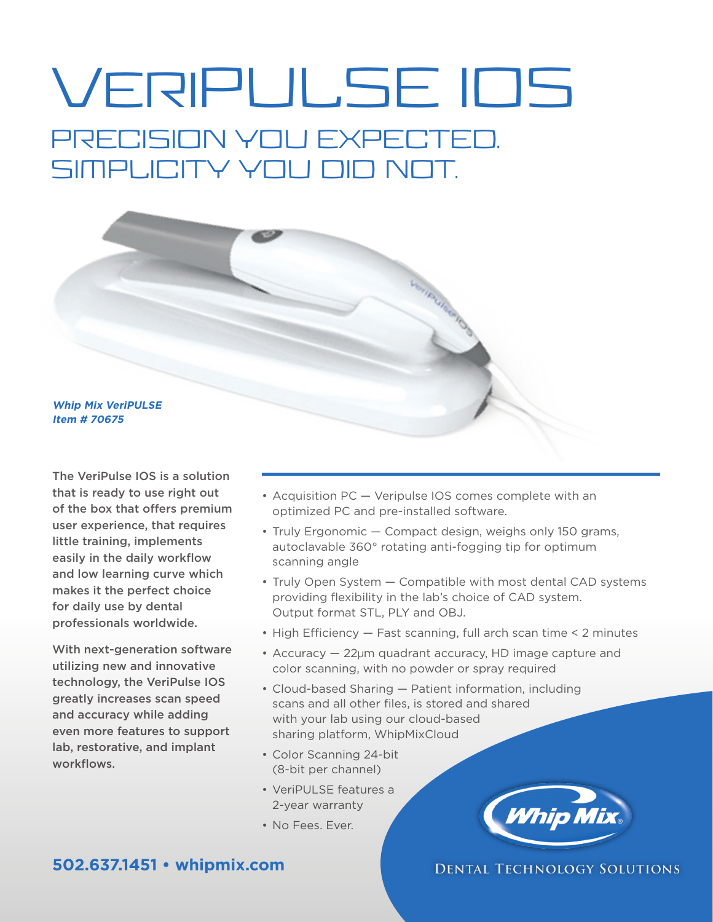# VERIPULSE IOS

## PRECISION YOU EXPECTED. SIMPLICITY YOU DID NOT.

***Whip Mix VeriPULSE***
***Item # 70675***

The VeriPulse IOS is a solution that is ready to use right out of the box that offers premium user experience, that requires little training, implements easily in the daily workflow and low learning curve which makes it the perfect choice for daily use by dental professionals worldwide.

With next-generation software utilizing new and innovative technology, the VeriPulse IOS greatly increases scan speed and accuracy while adding even more features to support lab, restorative, and implant workflows.

- Acquisition PC — Veripulse IOS comes complete with an optimized PC and pre-installed software.
- Truly Ergonomic — Compact design, weighs only 150 grams, autoclavable 360° rotating anti-fogging tip for optimum scanning angle
- Truly Open System — Compatible with most dental CAD systems providing flexibility in the lab's choice of CAD system. Output format STL, PLY and OBJ.
- High Efficiency — Fast scanning, full arch scan time < 2 minutes
- Accuracy — 22µm quadrant accuracy, HD image capture and color scanning, with no powder or spray required
- Cloud-based Sharing — Patient information, including scans and all other files, is stored and shared with your lab using our cloud-based sharing platform, WhipMixCloud
- Color Scanning 24-bit (8-bit per channel)
- VeriPULSE features a 2-year warranty
- No Fees. Ever.

**502.637.1451 • whipmix.com**

Whip Mix®

DENTAL TECHNOLOGY SOLUTIONS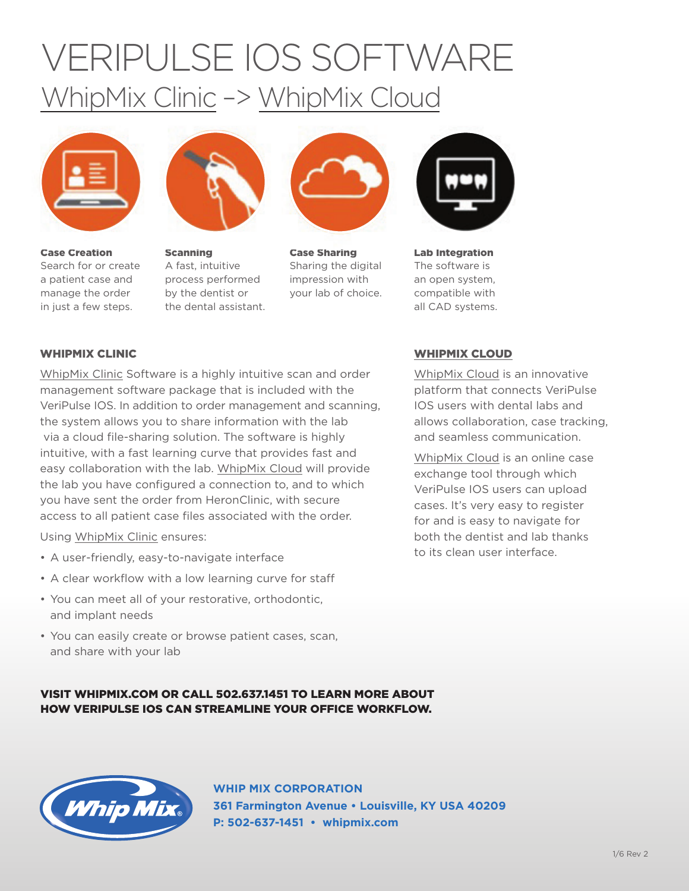# VERIPULSE IOS SOFTWARE

## WhipMix Clinic –> WhipMix Cloud

**Case Creation**
Search for or create a patient case and manage the order in just a few steps.

**Scanning**
A fast, intuitive process performed by the dentist or the dental assistant.

**Case Sharing**
Sharing the digital impression with your lab of choice.

**Lab Integration**
The software is an open system, compatible with all CAD systems.

### WHIPMIX CLINIC

WhipMix Clinic Software is a highly intuitive scan and order management software package that is included with the VeriPulse IOS. In addition to order management and scanning, the system allows you to share information with the lab via a cloud file-sharing solution. The software is highly intuitive, with a fast learning curve that provides fast and easy collaboration with the lab. WhipMix Cloud will provide the lab you have configured a connection to, and to which you have sent the order from HeronClinic, with secure access to all patient case files associated with the order.

Using WhipMix Clinic ensures:

- A user-friendly, easy-to-navigate interface
- A clear workflow with a low learning curve for staff
- You can meet all of your restorative, orthodontic, and implant needs
- You can easily create or browse patient cases, scan, and share with your lab

### WHIPMIX CLOUD

WhipMix Cloud is an innovative platform that connects VeriPulse IOS users with dental labs and allows collaboration, case tracking, and seamless communication.

WhipMix Cloud is an online case exchange tool through which VeriPulse IOS users can upload cases. It's very easy to register for and is easy to navigate for both the dentist and lab thanks to its clean user interface.

**VISIT WHIPMIX.COM OR CALL 502.637.1451 TO LEARN MORE ABOUT HOW VERIPULSE IOS CAN STREAMLINE YOUR OFFICE WORKFLOW.**

**WHIP MIX CORPORATION**
**361 Farmington Avenue • Louisville, KY USA 40209**
**P: 502-637-1451 • whipmix.com**

1/6 Rev 2